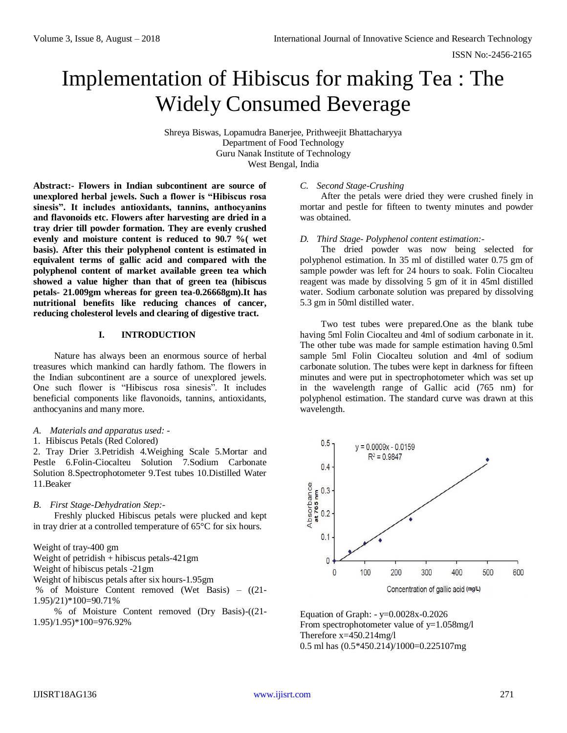ISSN No:-2456-2165

# Implementation of Hibiscus for making Tea : The Widely Consumed Beverage

Shreya Biswas, Lopamudra Banerjee, Prithweejit Bhattacharyya
Department of Food Technology
Guru Nanak Institute of Technology
West Bengal, India

**Abstract:- Flowers in Indian subcontinent are source of unexplored herbal jewels. Such a flower is "Hibiscus rosa sinesis". It includes antioxidants, tannins, anthocyanins and flavonoids etc. Flowers after harvesting are dried in a tray drier till powder formation. They are evenly crushed evenly and moisture content is reduced to 90.7 %( wet basis). After this their polyphenol content is estimated in equivalent terms of gallic acid and compared with the polyphenol content of market available green tea which showed a value higher than that of green tea (hibiscus petals- 21.009gm whereas for green tea-0.26668gm).It has nutritional benefits like reducing chances of cancer, reducing cholesterol levels and clearing of digestive tract.**

## I. INTRODUCTION

Nature has always been an enormous source of herbal treasures which mankind can hardly fathom. The flowers in the Indian subcontinent are a source of unexplored jewels. One such flower is "Hibiscus rosa sinesis". It includes beneficial components like flavonoids, tannins, antioxidants, anthocyanins and many more.

### *A. Materials and apparatus used: -*

1. Hibiscus Petals (Red Colored)
2. Tray Drier 3.Petridish 4.Weighing Scale 5.Mortar and Pestle 6.Folin-Ciocalteu Solution 7.Sodium Carbonate Solution 8.Spectrophotometer 9.Test tubes 10.Distilled Water 11.Beaker

### *B. First Stage-Dehydration Step:-*

Freshly plucked Hibiscus petals were plucked and kept in tray drier at a controlled temperature of 65°C for six hours.

Weight of tray-400 gm
Weight of petridish + hibiscus petals-421gm
Weight of hibiscus petals -21gm
Weight of hibiscus petals after six hours-1.95gm
% of Moisture Content removed (Wet Basis) – ((21-1.95)/21)*100=90.71%

% of Moisture Content removed (Dry Basis)-((21-1.95)/1.95)*100=976.92%

### *C. Second Stage-Crushing*

After the petals were dried they were crushed finely in mortar and pestle for fifteen to twenty minutes and powder was obtained.

### *D. Third Stage- Polyphenol content estimation:-*

The dried powder was now being selected for polyphenol estimation. In 35 ml of distilled water 0.75 gm of sample powder was left for 24 hours to soak. Folin Ciocalteu reagent was made by dissolving 5 gm of it in 45ml distilled water. Sodium carbonate solution was prepared by dissolving 5.3 gm in 50ml distilled water.

Two test tubes were prepared.One as the blank tube having 5ml Folin Ciocalteu and 4ml of sodium carbonate in it. The other tube was made for sample estimation having 0.5ml sample 5ml Folin Ciocalteu solution and 4ml of sodium carbonate solution. The tubes were kept in darkness for fifteen minutes and were put in spectrophotometer which was set up in the wavelength range of Gallic acid (765 nm) for polyphenol estimation. The standard curve was drawn at this wavelength.

$y = 0.0009x - 0.0159$
$R^2 = 0.9847$

Absorbance at 765 nm vs. Concentration of gallic acid (mg/L)

Equation of Graph: - y=0.0028x-0.2026
From spectrophotometer value of y=1.058mg/l
Therefore x=450.214mg/l
0.5 ml has (0.5*450.214)/1000=0.225107mg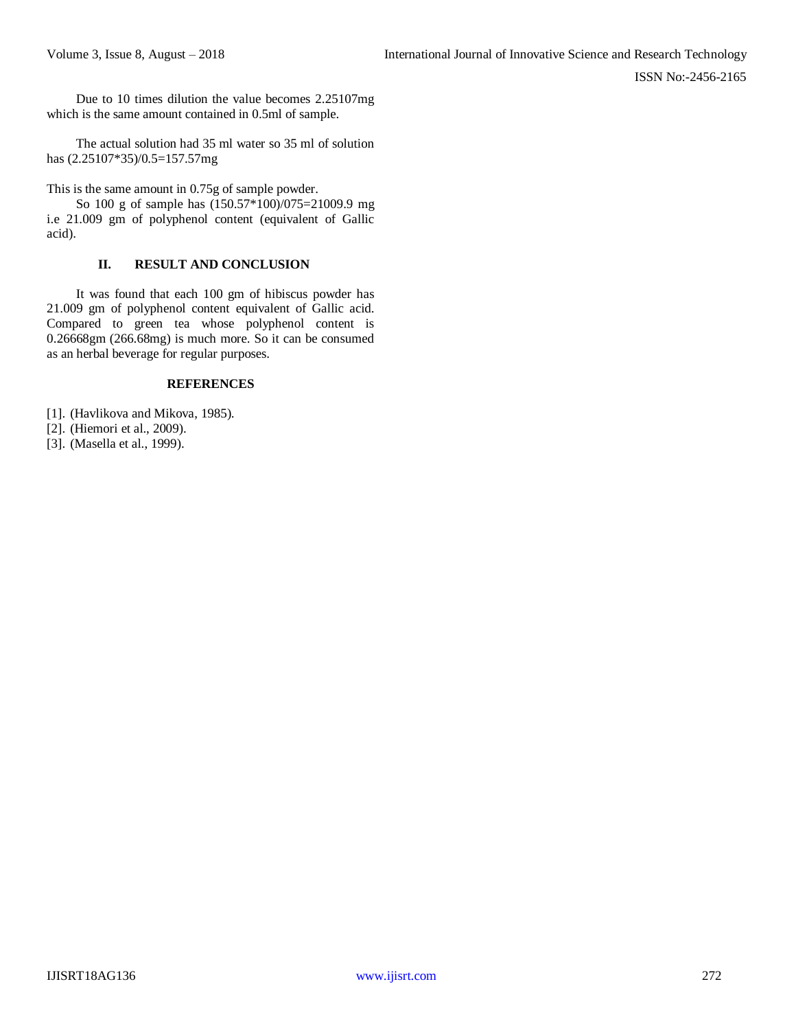Due to 10 times dilution the value becomes 2.25107mg which is the same amount contained in 0.5ml of sample.

The actual solution had 35 ml water so 35 ml of solution has (2.25107*35)/0.5=157.57mg

This is the same amount in 0.75g of sample powder.

So 100 g of sample has (150.57*100)/075=21009.9 mg i.e 21.009 gm of polyphenol content (equivalent of Gallic acid).

## II. RESULT AND CONCLUSION

It was found that each 100 gm of hibiscus powder has 21.009 gm of polyphenol content equivalent of Gallic acid. Compared to green tea whose polyphenol content is 0.26668gm (266.68mg) is much more. So it can be consumed as an herbal beverage for regular purposes.

## REFERENCES

[1]. (Havlikova and Mikova, 1985).
[2]. (Hiemori et al., 2009).
[3]. (Masella et al., 1999).